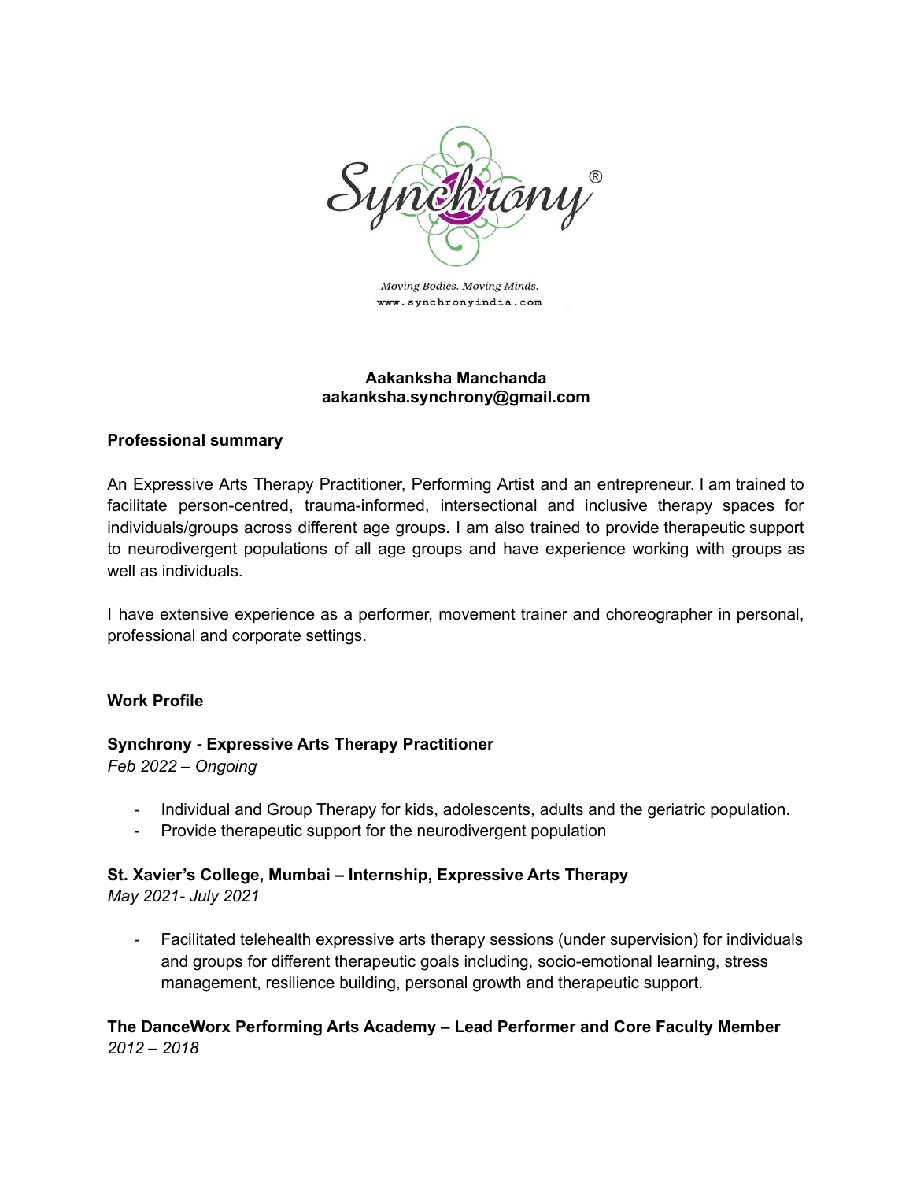Synchrony®

*Moving Bodies. Moving Minds.*
www.synchronyindia.com

**Aakanksha Manchanda**
**aakanksha.synchrony@gmail.com**

## Professional summary

An Expressive Arts Therapy Practitioner, Performing Artist and an entrepreneur. I am trained to facilitate person-centred, trauma-informed, intersectional and inclusive therapy spaces for individuals/groups across different age groups. I am also trained to provide therapeutic support to neurodivergent populations of all age groups and have experience working with groups as well as individuals.

I have extensive experience as a performer, movement trainer and choreographer in personal, professional and corporate settings.

## Work Profile

### Synchrony - Expressive Arts Therapy Practitioner

*Feb 2022 – Ongoing*

- Individual and Group Therapy for kids, adolescents, adults and the geriatric population.
- Provide therapeutic support for the neurodivergent population

### St. Xavier's College, Mumbai – Internship, Expressive Arts Therapy

*May 2021- July 2021*

- Facilitated telehealth expressive arts therapy sessions (under supervision) for individuals and groups for different therapeutic goals including, socio-emotional learning, stress management, resilience building, personal growth and therapeutic support.

### The DanceWorx Performing Arts Academy – Lead Performer and Core Faculty Member

*2012 – 2018*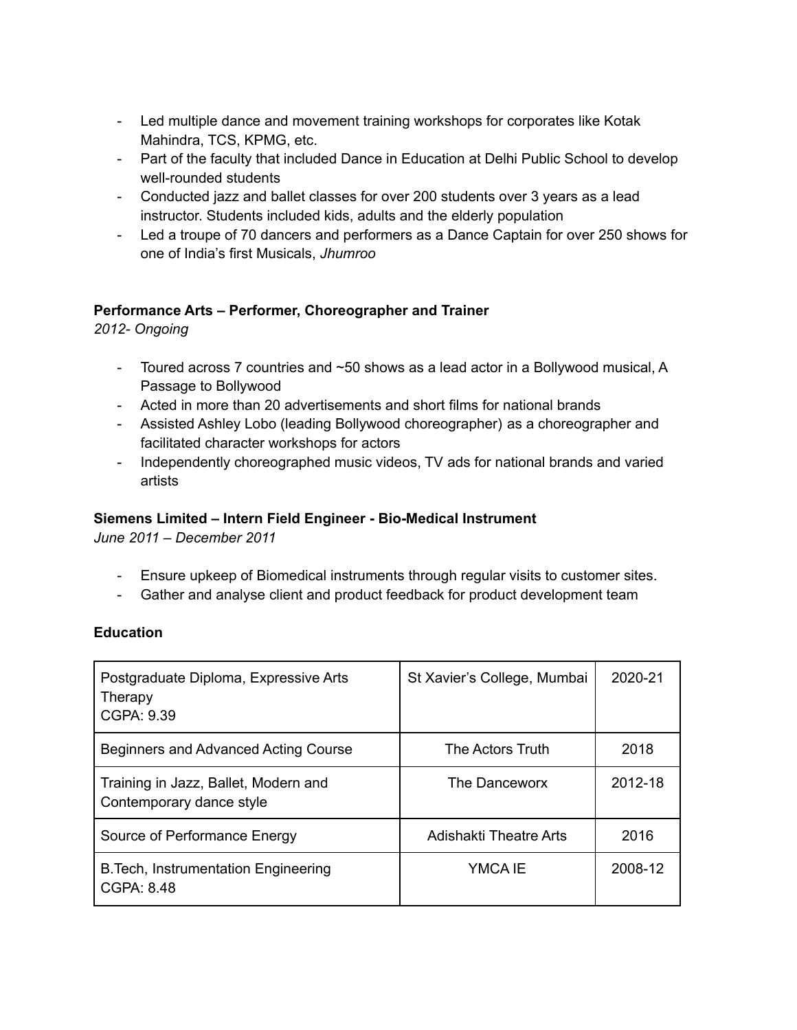- Led multiple dance and movement training workshops for corporates like Kotak Mahindra, TCS, KPMG, etc.
- Part of the faculty that included Dance in Education at Delhi Public School to develop well-rounded students
- Conducted jazz and ballet classes for over 200 students over 3 years as a lead instructor. Students included kids, adults and the elderly population
- Led a troupe of 70 dancers and performers as a Dance Captain for over 250 shows for one of India's first Musicals, *Jhumroo*

**Performance Arts – Performer, Choreographer and Trainer**
*2012- Ongoing*

- Toured across 7 countries and ~50 shows as a lead actor in a Bollywood musical, A Passage to Bollywood
- Acted in more than 20 advertisements and short films for national brands
- Assisted Ashley Lobo (leading Bollywood choreographer) as a choreographer and facilitated character workshops for actors
- Independently choreographed music videos, TV ads for national brands and varied artists

**Siemens Limited – Intern Field Engineer - Bio-Medical Instrument**
*June 2011 – December 2011*

- Ensure upkeep of Biomedical instruments through regular visits to customer sites.
- Gather and analyse client and product feedback for product development team

**Education**

| | | |
|---|---|---|
| Postgraduate Diploma, Expressive Arts Therapy<br>CGPA: 9.39 | St Xavier's College, Mumbai | 2020-21 |
| Beginners and Advanced Acting Course | The Actors Truth | 2018 |
| Training in Jazz, Ballet, Modern and Contemporary dance style | The Danceworx | 2012-18 |
| Source of Performance Energy | Adishakti Theatre Arts | 2016 |
| B.Tech, Instrumentation Engineering<br>CGPA: 8.48 | YMCA IE | 2008-12 |